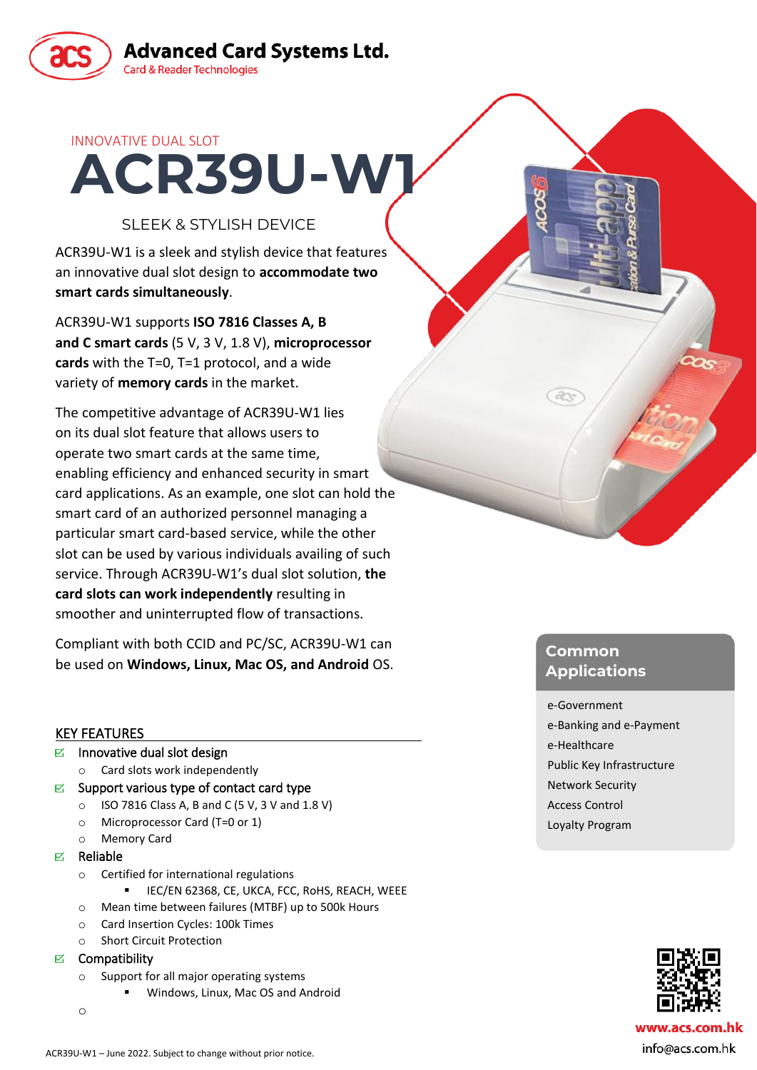**Advanced Card Systems Ltd.**
Card & Reader Technologies

INNOVATIVE DUAL SLOT

# ACR39U-W1

## SLEEK & STYLISH DEVICE

ACR39U-W1 is a sleek and stylish device that features an innovative dual slot design to **accommodate two smart cards simultaneously**.

ACR39U-W1 supports **ISO 7816 Classes A, B and C smart cards** (5 V, 3 V, 1.8 V), **microprocessor cards** with the T=0, T=1 protocol, and a wide variety of **memory cards** in the market.

The competitive advantage of ACR39U-W1 lies on its dual slot feature that allows users to operate two smart cards at the same time, enabling efficiency and enhanced security in smart card applications. As an example, one slot can hold the smart card of an authorized personnel managing a particular smart card-based service, while the other slot can be used by various individuals availing of such service. Through ACR39U-W1's dual slot solution, **the card slots can work independently** resulting in smoother and uninterrupted flow of transactions.

Compliant with both CCID and PC/SC, ACR39U-W1 can be used on **Windows, Linux, Mac OS, and Android** OS.

## KEY FEATURES

- Innovative dual slot design
  - Card slots work independently
- Support various type of contact card type
  - ISO 7816 Class A, B and C (5 V, 3 V and 1.8 V)
  - Microprocessor Card (T=0 or 1)
  - Memory Card
- Reliable
  - Certified for international regulations
    - IEC/EN 62368, CE, UKCA, FCC, RoHS, REACH, WEEE
  - Mean time between failures (MTBF) up to 500k Hours
  - Card Insertion Cycles: 100k Times
  - Short Circuit Protection
- Compatibility
  - Support for all major operating systems
    - Windows, Linux, Mac OS and Android

## Common Applications

- e-Government
- e-Banking and e-Payment
- e-Healthcare
- Public Key Infrastructure
- Network Security
- Access Control
- Loyalty Program

www.acs.com.hk
info@acs.com.hk

ACR39U-W1 – June 2022. Subject to change without prior notice.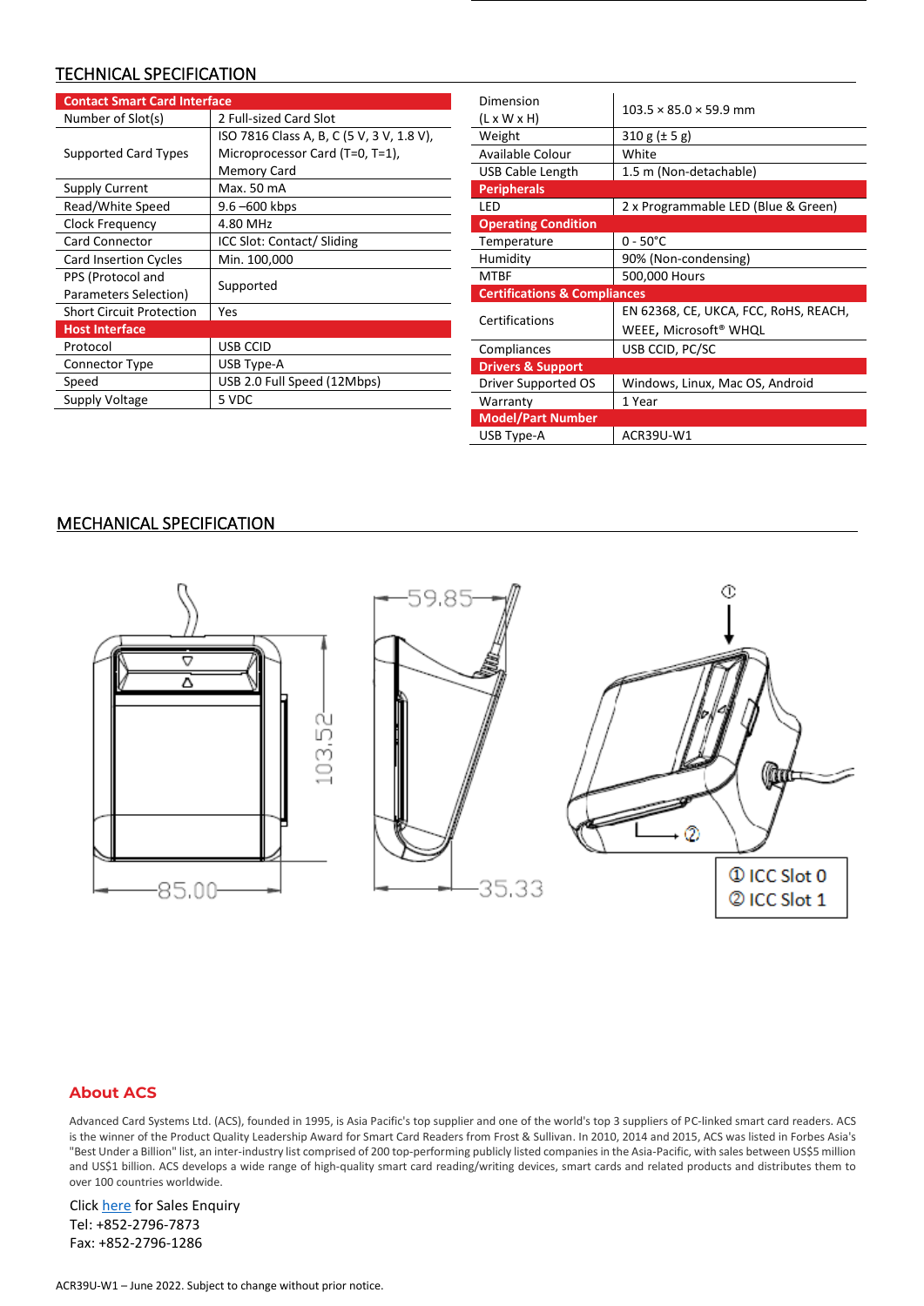## TECHNICAL SPECIFICATION

| | |
|---|---|
| **Contact Smart Card Interface** | |
| Number of Slot(s) | 2 Full-sized Card Slot |
| Supported Card Types | ISO 7816 Class A, B, C (5 V, 3 V, 1.8 V), Microprocessor Card (T=0, T=1), Memory Card |
| Supply Current | Max. 50 mA |
| Read/White Speed | 9.6 –600 kbps |
| Clock Frequency | 4.80 MHz |
| Card Connector | ICC Slot: Contact/ Sliding |
| Card Insertion Cycles | Min. 100,000 |
| PPS (Protocol and Parameters Selection) | Supported |
| Short Circuit Protection | Yes |
| **Host Interface** | |
| Protocol | USB CCID |
| Connector Type | USB Type-A |
| Speed | USB 2.0 Full Speed (12Mbps) |
| Supply Voltage | 5 VDC |

| | |
|---|---|
| Dimension (L x W x H) | 103.5 × 85.0 × 59.9 mm |
| Weight | 310 g (± 5 g) |
| Available Colour | White |
| USB Cable Length | 1.5 m (Non-detachable) |
| **Peripherals** | |
| LED | 2 x Programmable LED (Blue & Green) |
| **Operating Condition** | |
| Temperature | 0 - 50°C |
| Humidity | 90% (Non-condensing) |
| MTBF | 500,000 Hours |
| **Certifications & Compliances** | |
| Certifications | EN 62368, CE, UKCA, FCC, RoHS, REACH, WEEE, Microsoft® WHQL |
| Compliances | USB CCID, PC/SC |
| **Drivers & Support** | |
| Driver Supported OS | Windows, Linux, Mac OS, Android |
| Warranty | 1 Year |
| **Model/Part Number** | |
| USB Type-A | ACR39U-W1 |

## MECHANICAL SPECIFICATION

59.85
103.52
85.00
35.33
① ICC Slot 0
② ICC Slot 1

## About ACS

Advanced Card Systems Ltd. (ACS), founded in 1995, is Asia Pacific's top supplier and one of the world's top 3 suppliers of PC-linked smart card readers. ACS is the winner of the Product Quality Leadership Award for Smart Card Readers from Frost & Sullivan. In 2010, 2014 and 2015, ACS was listed in Forbes Asia's "Best Under a Billion" list, an inter-industry list comprised of 200 top-performing publicly listed companies in the Asia-Pacific, with sales between US$5 million and US$1 billion. ACS develops a wide range of high-quality smart card reading/writing devices, smart cards and related products and distributes them to over 100 countries worldwide.

Click here for Sales Enquiry
Tel: +852-2796-7873
Fax: +852-2796-1286

ACR39U-W1 – June 2022. Subject to change without prior notice.